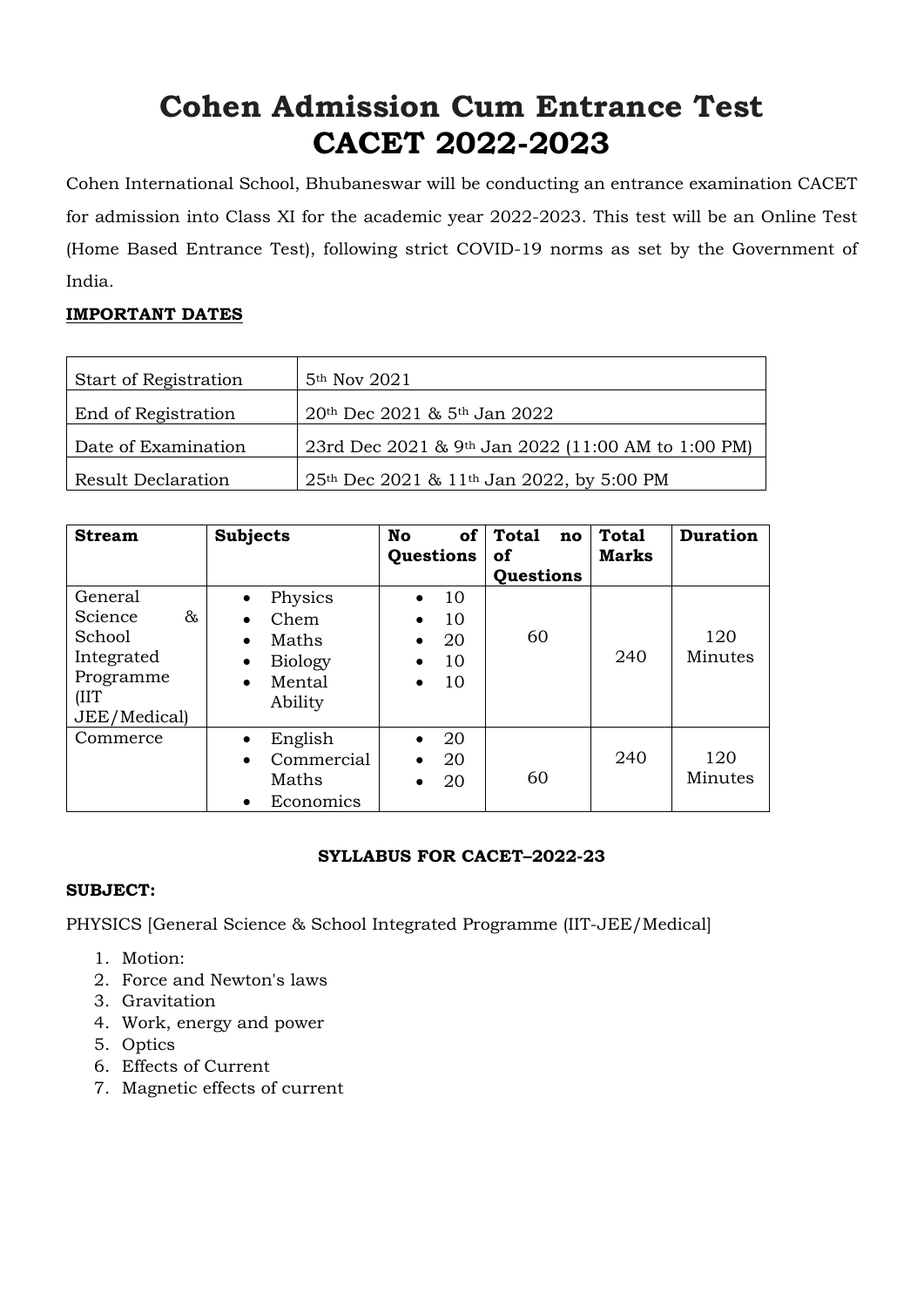# Cohen Admission Cum Entrance Test
# CACET 2022-2023

Cohen International School, Bhubaneswar will be conducting an entrance examination CACET for admission into Class XI for the academic year 2022-2023. This test will be an Online Test (Home Based Entrance Test), following strict COVID-19 norms as set by the Government of India.

**IMPORTANT DATES**

| Start of Registration | 5th Nov 2021 |
|---|---|
| End of Registration | 20th Dec 2021 & 5th Jan 2022 |
| Date of Examination | 23rd Dec 2021 & 9th Jan 2022 (11:00 AM to 1:00 PM) |
| Result Declaration | 25th Dec 2021 & 11th Jan 2022, by 5:00 PM |

| Stream | Subjects | No of Questions | Total no of Questions | Total Marks | Duration |
|---|---|---|---|---|---|
| General Science & School Integrated Programme (IIT JEE/Medical) | • Physics<br>• Chem<br>• Maths<br>• Biology<br>• Mental Ability | • 10<br>• 10<br>• 20<br>• 10<br>• 10 | 60 | 240 | 120 Minutes |
| Commerce | • English<br>• Commercial Maths<br>• Economics | • 20<br>• 20<br>• 20 | 60 | 240 | 120 Minutes |

**SYLLABUS FOR CACET–2022-23**

**SUBJECT:**

PHYSICS [General Science & School Integrated Programme (IIT-JEE/Medical]

1. Motion:
2. Force and Newton's laws
3. Gravitation
4. Work, energy and power
5. Optics
6. Effects of Current
7. Magnetic effects of current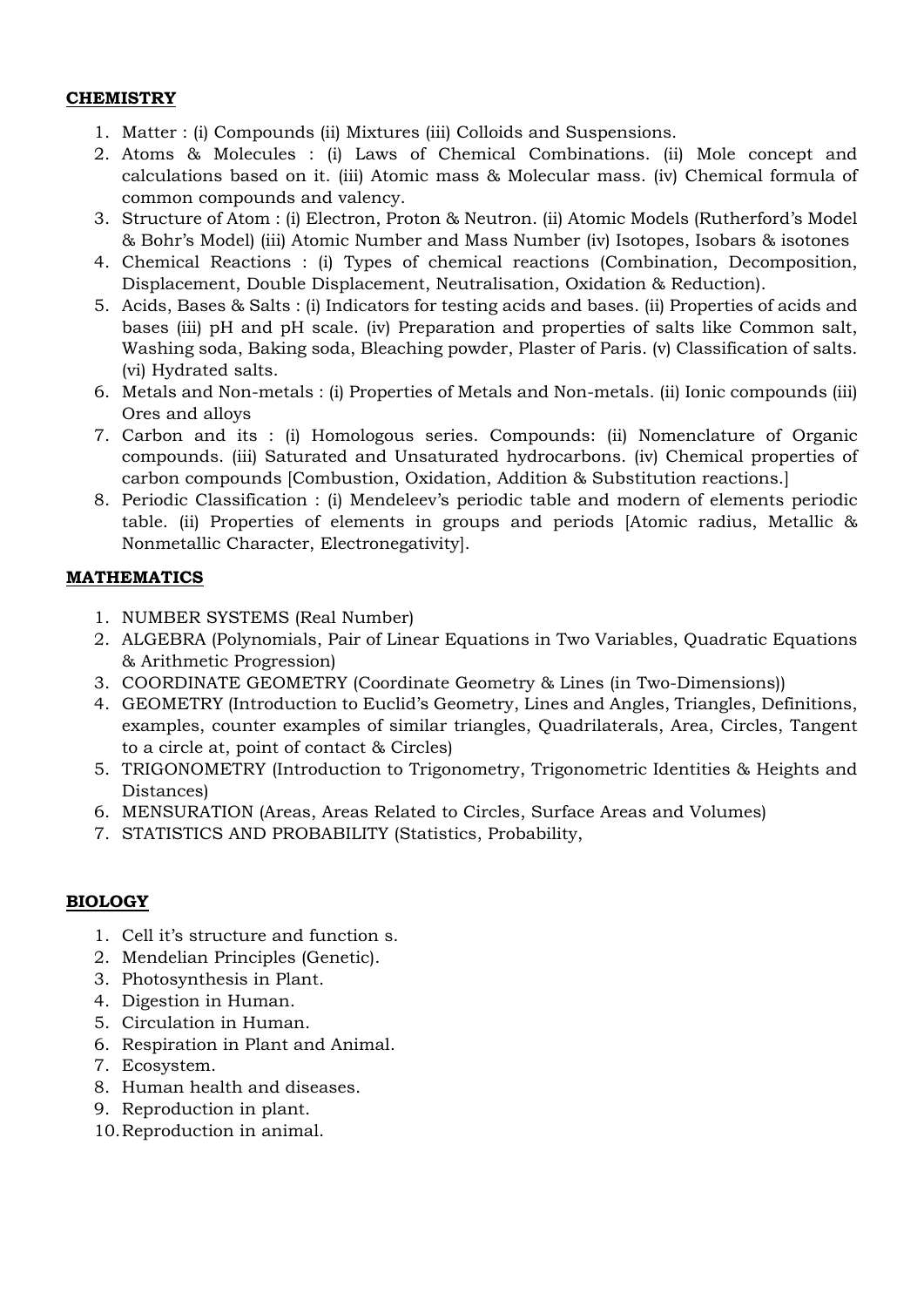**CHEMISTRY**

1. Matter : (i) Compounds (ii) Mixtures (iii) Colloids and Suspensions.
2. Atoms & Molecules : (i) Laws of Chemical Combinations. (ii) Mole concept and calculations based on it. (iii) Atomic mass & Molecular mass. (iv) Chemical formula of common compounds and valency.
3. Structure of Atom : (i) Electron, Proton & Neutron. (ii) Atomic Models (Rutherford's Model & Bohr's Model) (iii) Atomic Number and Mass Number (iv) Isotopes, Isobars & isotones
4. Chemical Reactions : (i) Types of chemical reactions (Combination, Decomposition, Displacement, Double Displacement, Neutralisation, Oxidation & Reduction).
5. Acids, Bases & Salts : (i) Indicators for testing acids and bases. (ii) Properties of acids and bases (iii) pH and pH scale. (iv) Preparation and properties of salts like Common salt, Washing soda, Baking soda, Bleaching powder, Plaster of Paris. (v) Classification of salts. (vi) Hydrated salts.
6. Metals and Non-metals : (i) Properties of Metals and Non-metals. (ii) Ionic compounds (iii) Ores and alloys
7. Carbon and its : (i) Homologous series. Compounds: (ii) Nomenclature of Organic compounds. (iii) Saturated and Unsaturated hydrocarbons. (iv) Chemical properties of carbon compounds [Combustion, Oxidation, Addition & Substitution reactions.]
8. Periodic Classification : (i) Mendeleev's periodic table and modern of elements periodic table. (ii) Properties of elements in groups and periods [Atomic radius, Metallic & Nonmetallic Character, Electronegativity].

**MATHEMATICS**

1. NUMBER SYSTEMS (Real Number)
2. ALGEBRA (Polynomials, Pair of Linear Equations in Two Variables, Quadratic Equations & Arithmetic Progression)
3. COORDINATE GEOMETRY (Coordinate Geometry & Lines (in Two-Dimensions))
4. GEOMETRY (Introduction to Euclid's Geometry, Lines and Angles, Triangles, Definitions, examples, counter examples of similar triangles, Quadrilaterals, Area, Circles, Tangent to a circle at, point of contact & Circles)
5. TRIGONOMETRY (Introduction to Trigonometry, Trigonometric Identities & Heights and Distances)
6. MENSURATION (Areas, Areas Related to Circles, Surface Areas and Volumes)
7. STATISTICS AND PROBABILITY (Statistics, Probability,

**BIOLOGY**

1. Cell it's structure and function s.
2. Mendelian Principles (Genetic).
3. Photosynthesis in Plant.
4. Digestion in Human.
5. Circulation in Human.
6. Respiration in Plant and Animal.
7. Ecosystem.
8. Human health and diseases.
9. Reproduction in plant.
10. Reproduction in animal.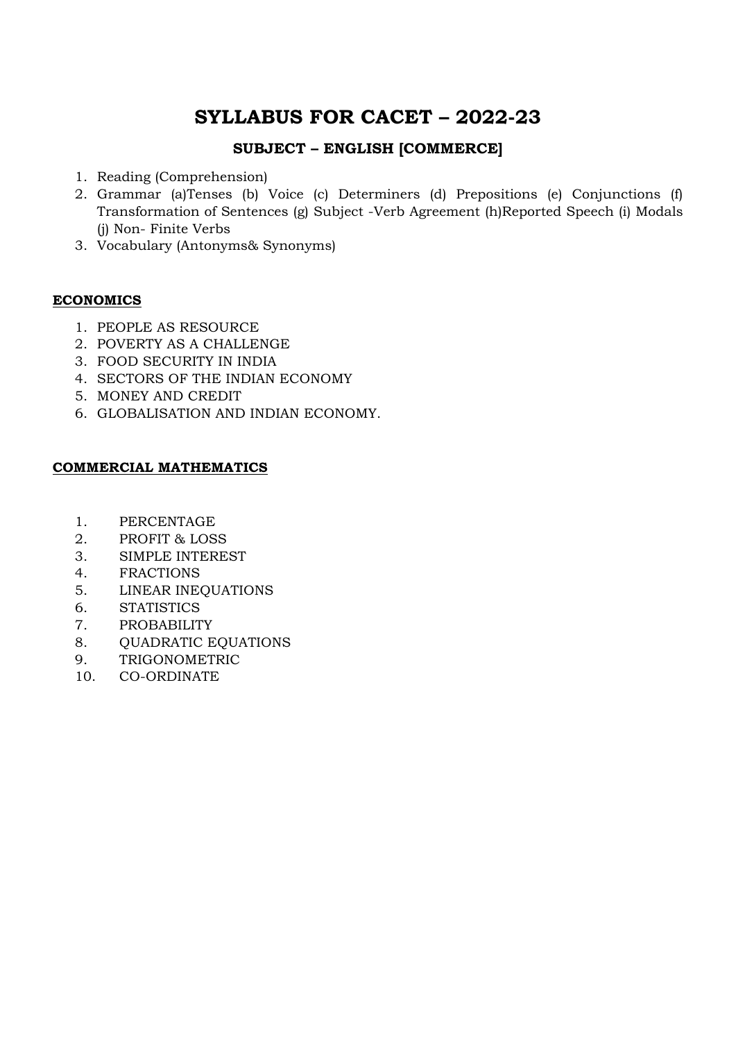# SYLLABUS FOR CACET – 2022-23

## SUBJECT – ENGLISH [COMMERCE]

1. Reading (Comprehension)
2. Grammar (a)Tenses (b) Voice (c) Determiners (d) Prepositions (e) Conjunctions (f) Transformation of Sentences (g) Subject -Verb Agreement (h)Reported Speech (i) Modals (j) Non- Finite Verbs
3. Vocabulary (Antonyms& Synonyms)

### ECONOMICS

1. PEOPLE AS RESOURCE
2. POVERTY AS A CHALLENGE
3. FOOD SECURITY IN INDIA
4. SECTORS OF THE INDIAN ECONOMY
5. MONEY AND CREDIT
6. GLOBALISATION AND INDIAN ECONOMY.

### COMMERCIAL MATHEMATICS

1. PERCENTAGE
2. PROFIT & LOSS
3. SIMPLE INTEREST
4. FRACTIONS
5. LINEAR INEQUATIONS
6. STATISTICS
7. PROBABILITY
8. QUADRATIC EQUATIONS
9. TRIGONOMETRIC
10. CO-ORDINATE